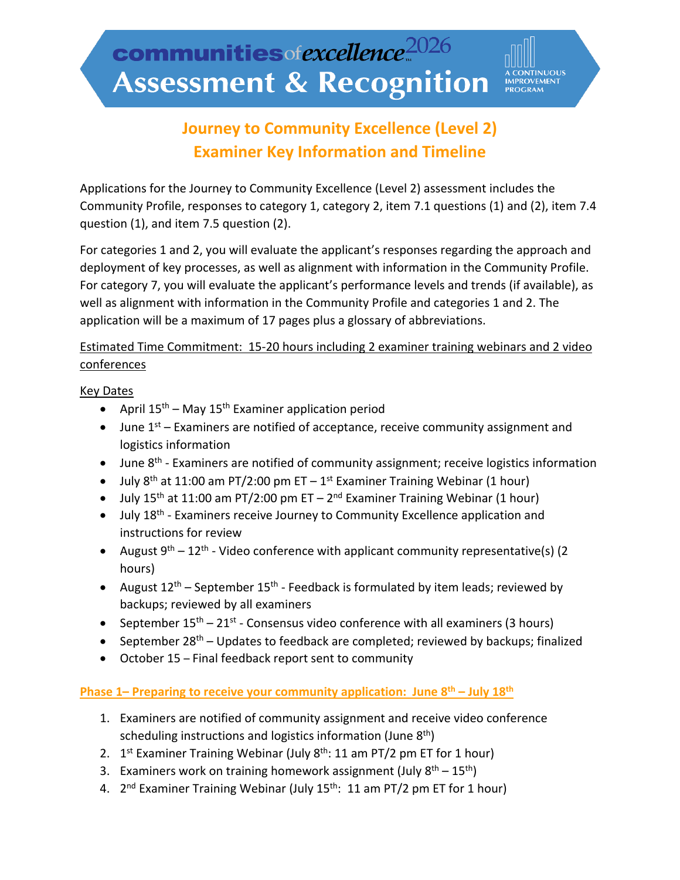# communities of excellence 2026 Assessment & Recognition

A CONTINUOUS IMPROVEMENT PROGRAM

## Journey to Community Excellence (Level 2)
## Examiner Key Information and Timeline

Applications for the Journey to Community Excellence (Level 2) assessment includes the Community Profile, responses to category 1, category 2, item 7.1 questions (1) and (2), item 7.4 question (1), and item 7.5 question (2).

For categories 1 and 2, you will evaluate the applicant's responses regarding the approach and deployment of key processes, as well as alignment with information in the Community Profile. For category 7, you will evaluate the applicant's performance levels and trends (if available), as well as alignment with information in the Community Profile and categories 1 and 2. The application will be a maximum of 17 pages plus a glossary of abbreviations.

Estimated Time Commitment: 15-20 hours including 2 examiner training webinars and 2 video conferences

Key Dates

- April 15th – May 15th Examiner application period
- June 1st – Examiners are notified of acceptance, receive community assignment and logistics information
- June 8th - Examiners are notified of community assignment; receive logistics information
- July 8th at 11:00 am PT/2:00 pm ET – 1st Examiner Training Webinar (1 hour)
- July 15th at 11:00 am PT/2:00 pm ET – 2nd Examiner Training Webinar (1 hour)
- July 18th - Examiners receive Journey to Community Excellence application and instructions for review
- August 9th – 12th - Video conference with applicant community representative(s) (2 hours)
- August 12th – September 15th - Feedback is formulated by item leads; reviewed by backups; reviewed by all examiners
- September 15th – 21st - Consensus video conference with all examiners (3 hours)
- September 28th – Updates to feedback are completed; reviewed by backups; finalized
- October 15 – Final feedback report sent to community

### Phase 1– Preparing to receive your community application: June 8th – July 18th

1. Examiners are notified of community assignment and receive video conference scheduling instructions and logistics information (June 8th)
2. 1st Examiner Training Webinar (July 8th: 11 am PT/2 pm ET for 1 hour)
3. Examiners work on training homework assignment (July 8th – 15th)
4. 2nd Examiner Training Webinar (July 15th: 11 am PT/2 pm ET for 1 hour)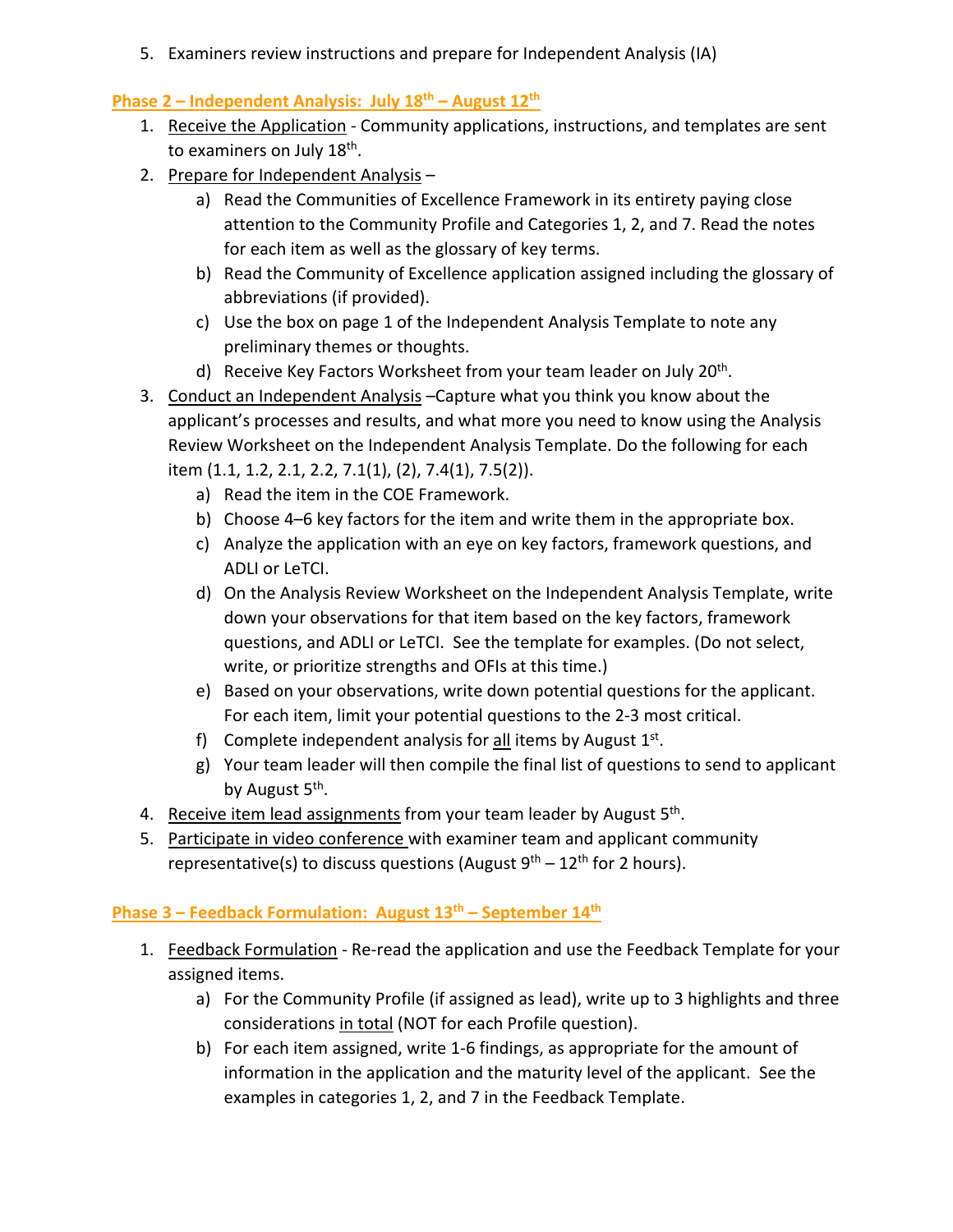5. Examiners review instructions and prepare for Independent Analysis (IA)

## Phase 2 – Independent Analysis: July 18th – August 12th

1. Receive the Application - Community applications, instructions, and templates are sent to examiners on July 18th.
2. Prepare for Independent Analysis –
   a) Read the Communities of Excellence Framework in its entirety paying close attention to the Community Profile and Categories 1, 2, and 7. Read the notes for each item as well as the glossary of key terms.
   b) Read the Community of Excellence application assigned including the glossary of abbreviations (if provided).
   c) Use the box on page 1 of the Independent Analysis Template to note any preliminary themes or thoughts.
   d) Receive Key Factors Worksheet from your team leader on July 20th.
3. Conduct an Independent Analysis –Capture what you think you know about the applicant's processes and results, and what more you need to know using the Analysis Review Worksheet on the Independent Analysis Template. Do the following for each item (1.1, 1.2, 2.1, 2.2, 7.1(1), (2), 7.4(1), 7.5(2)).
   a) Read the item in the COE Framework.
   b) Choose 4–6 key factors for the item and write them in the appropriate box.
   c) Analyze the application with an eye on key factors, framework questions, and ADLI or LeTCI.
   d) On the Analysis Review Worksheet on the Independent Analysis Template, write down your observations for that item based on the key factors, framework questions, and ADLI or LeTCI. See the template for examples. (Do not select, write, or prioritize strengths and OFIs at this time.)
   e) Based on your observations, write down potential questions for the applicant. For each item, limit your potential questions to the 2-3 most critical.
   f) Complete independent analysis for all items by August 1st.
   g) Your team leader will then compile the final list of questions to send to applicant by August 5th.
4. Receive item lead assignments from your team leader by August 5th.
5. Participate in video conference with examiner team and applicant community representative(s) to discuss questions (August 9th – 12th for 2 hours).

## Phase 3 – Feedback Formulation: August 13th – September 14th

1. Feedback Formulation - Re-read the application and use the Feedback Template for your assigned items.
   a) For the Community Profile (if assigned as lead), write up to 3 highlights and three considerations in total (NOT for each Profile question).
   b) For each item assigned, write 1-6 findings, as appropriate for the amount of information in the application and the maturity level of the applicant. See the examples in categories 1, 2, and 7 in the Feedback Template.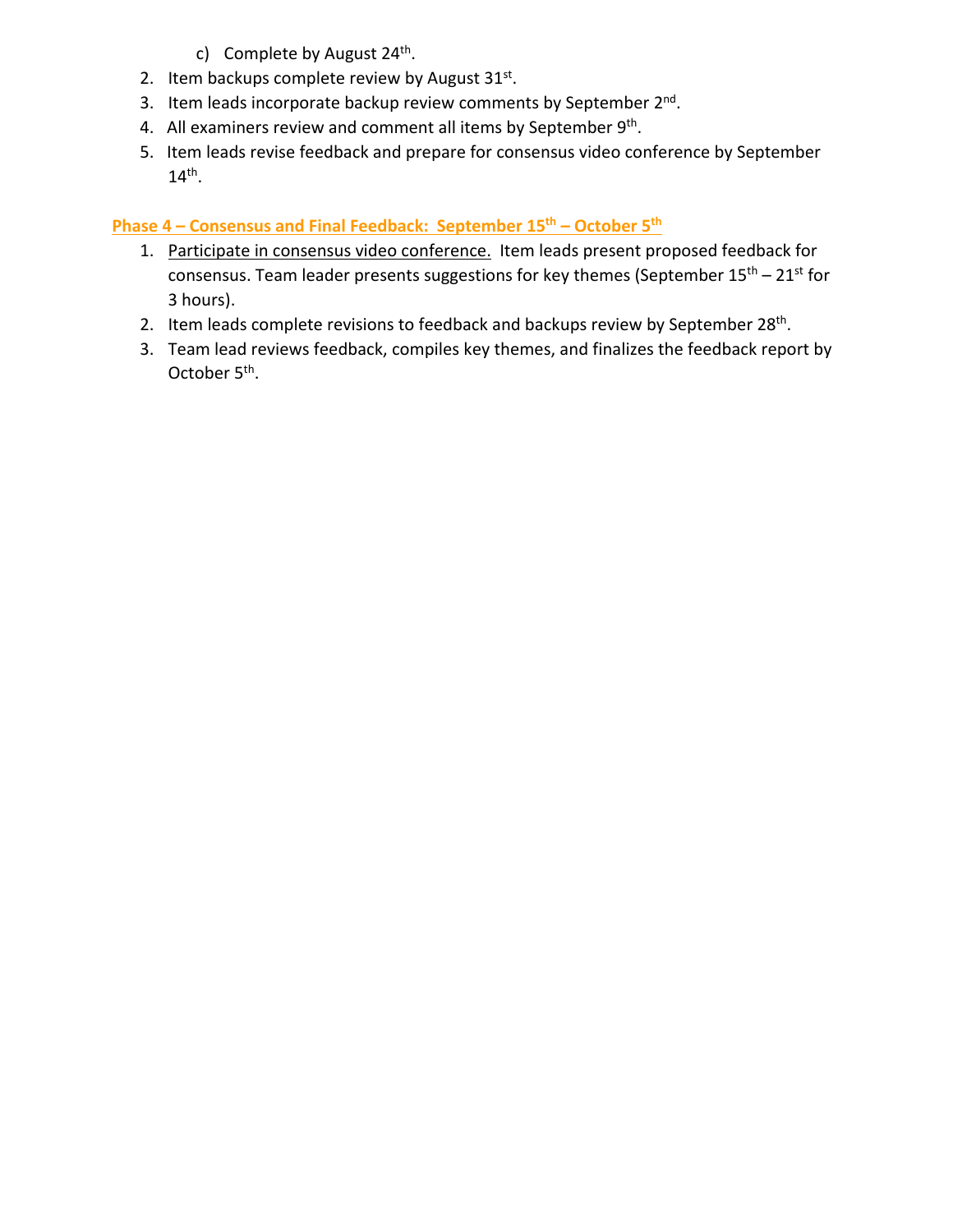c) Complete by August 24th.

2. Item backups complete review by August 31st.
3. Item leads incorporate backup review comments by September 2nd.
4. All examiners review and comment all items by September 9th.
5. Item leads revise feedback and prepare for consensus video conference by September 14th.

## Phase 4 – Consensus and Final Feedback: September 15th – October 5th

1. Participate in consensus video conference. Item leads present proposed feedback for consensus. Team leader presents suggestions for key themes (September 15th – 21st for 3 hours).
2. Item leads complete revisions to feedback and backups review by September 28th.
3. Team lead reviews feedback, compiles key themes, and finalizes the feedback report by October 5th.